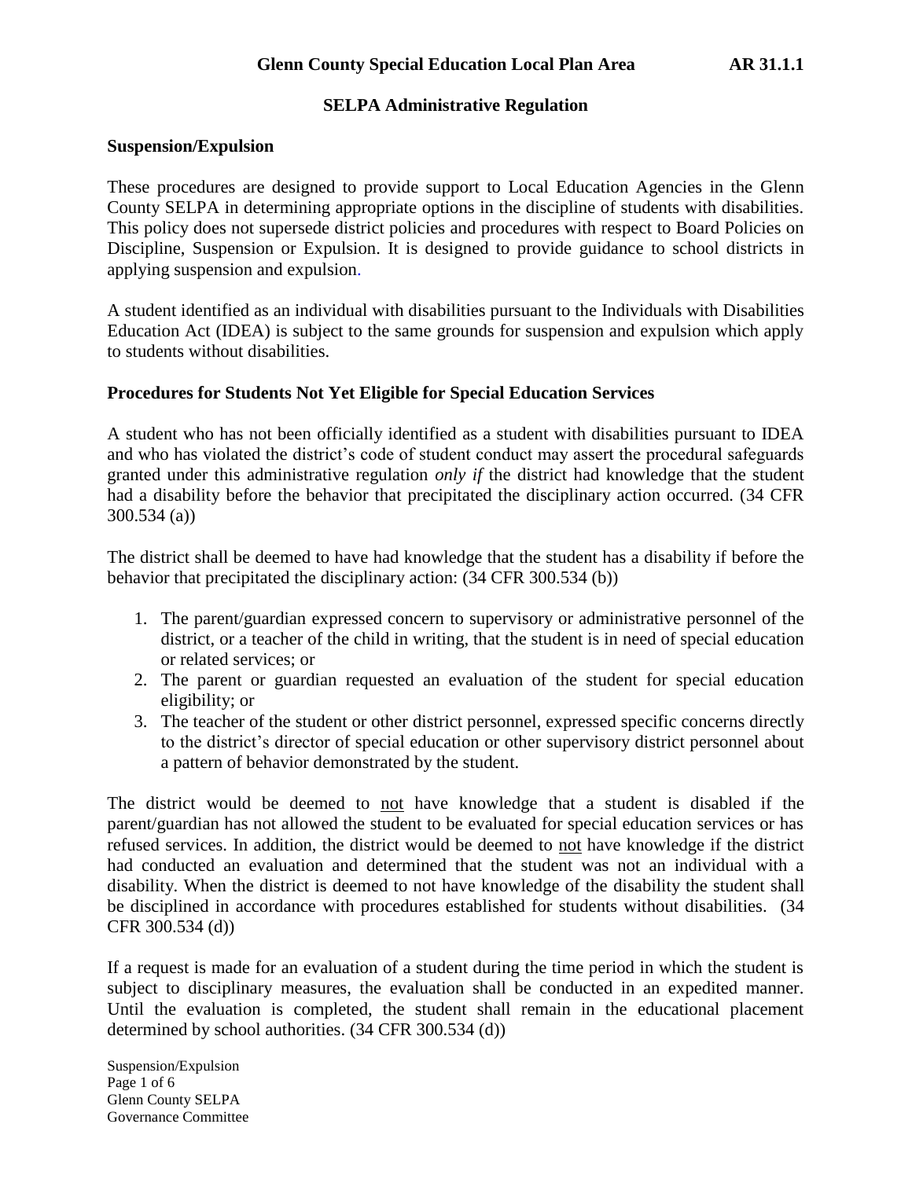**Glenn County Special Education Local Plan Area** **AR 31.1.1**

## SELPA Administrative Regulation

### Suspension/Expulsion

These procedures are designed to provide support to Local Education Agencies in the Glenn County SELPA in determining appropriate options in the discipline of students with disabilities. This policy does not supersede district policies and procedures with respect to Board Policies on Discipline, Suspension or Expulsion. It is designed to provide guidance to school districts in applying suspension and expulsion.

A student identified as an individual with disabilities pursuant to the Individuals with Disabilities Education Act (IDEA) is subject to the same grounds for suspension and expulsion which apply to students without disabilities.

### Procedures for Students Not Yet Eligible for Special Education Services

A student who has not been officially identified as a student with disabilities pursuant to IDEA and who has violated the district's code of student conduct may assert the procedural safeguards granted under this administrative regulation *only if* the district had knowledge that the student had a disability before the behavior that precipitated the disciplinary action occurred. (34 CFR 300.534 (a))

The district shall be deemed to have had knowledge that the student has a disability if before the behavior that precipitated the disciplinary action: (34 CFR 300.534 (b))

1. The parent/guardian expressed concern to supervisory or administrative personnel of the district, or a teacher of the child in writing, that the student is in need of special education or related services; or
2. The parent or guardian requested an evaluation of the student for special education eligibility; or
3. The teacher of the student or other district personnel, expressed specific concerns directly to the district's director of special education or other supervisory district personnel about a pattern of behavior demonstrated by the student.

The district would be deemed to <u>not</u> have knowledge that a student is disabled if the parent/guardian has not allowed the student to be evaluated for special education services or has refused services. In addition, the district would be deemed to <u>not</u> have knowledge if the district had conducted an evaluation and determined that the student was not an individual with a disability. When the district is deemed to not have knowledge of the disability the student shall be disciplined in accordance with procedures established for students without disabilities. (34 CFR 300.534 (d))

If a request is made for an evaluation of a student during the time period in which the student is subject to disciplinary measures, the evaluation shall be conducted in an expedited manner. Until the evaluation is completed, the student shall remain in the educational placement determined by school authorities. (34 CFR 300.534 (d))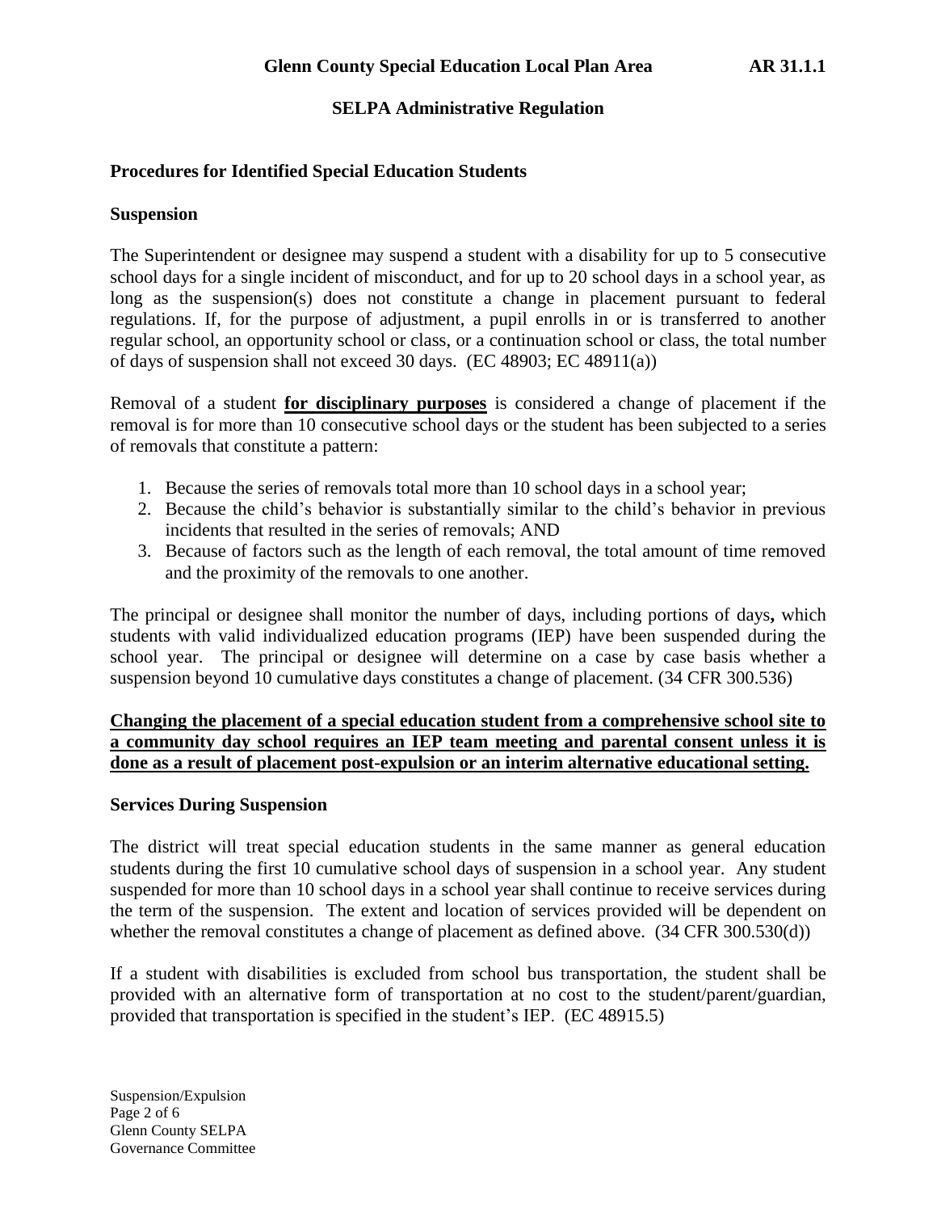## Procedures for Identified Special Education Students

### Suspension

The Superintendent or designee may suspend a student with a disability for up to 5 consecutive school days for a single incident of misconduct, and for up to 20 school days in a school year, as long as the suspension(s) does not constitute a change in placement pursuant to federal regulations. If, for the purpose of adjustment, a pupil enrolls in or is transferred to another regular school, an opportunity school or class, or a continuation school or class, the total number of days of suspension shall not exceed 30 days. (EC 48903; EC 48911(a))

Removal of a student **<u>for disciplinary purposes</u>** is considered a change of placement if the removal is for more than 10 consecutive school days or the student has been subjected to a series of removals that constitute a pattern:

1. Because the series of removals total more than 10 school days in a school year;
2. Because the child's behavior is substantially similar to the child's behavior in previous incidents that resulted in the series of removals; AND
3. Because of factors such as the length of each removal, the total amount of time removed and the proximity of the removals to one another.

The principal or designee shall monitor the number of days, including portions of days**,** which students with valid individualized education programs (IEP) have been suspended during the school year. The principal or designee will determine on a case by case basis whether a suspension beyond 10 cumulative days constitutes a change of placement. (34 CFR 300.536)

**<u>Changing the placement of a special education student from a comprehensive school site to a community day school requires an IEP team meeting and parental consent unless it is done as a result of placement post-expulsion or an interim alternative educational setting.</u>**

### Services During Suspension

The district will treat special education students in the same manner as general education students during the first 10 cumulative school days of suspension in a school year. Any student suspended for more than 10 school days in a school year shall continue to receive services during the term of the suspension. The extent and location of services provided will be dependent on whether the removal constitutes a change of placement as defined above. (34 CFR 300.530(d))

If a student with disabilities is excluded from school bus transportation, the student shall be provided with an alternative form of transportation at no cost to the student/parent/guardian, provided that transportation is specified in the student's IEP. (EC 48915.5)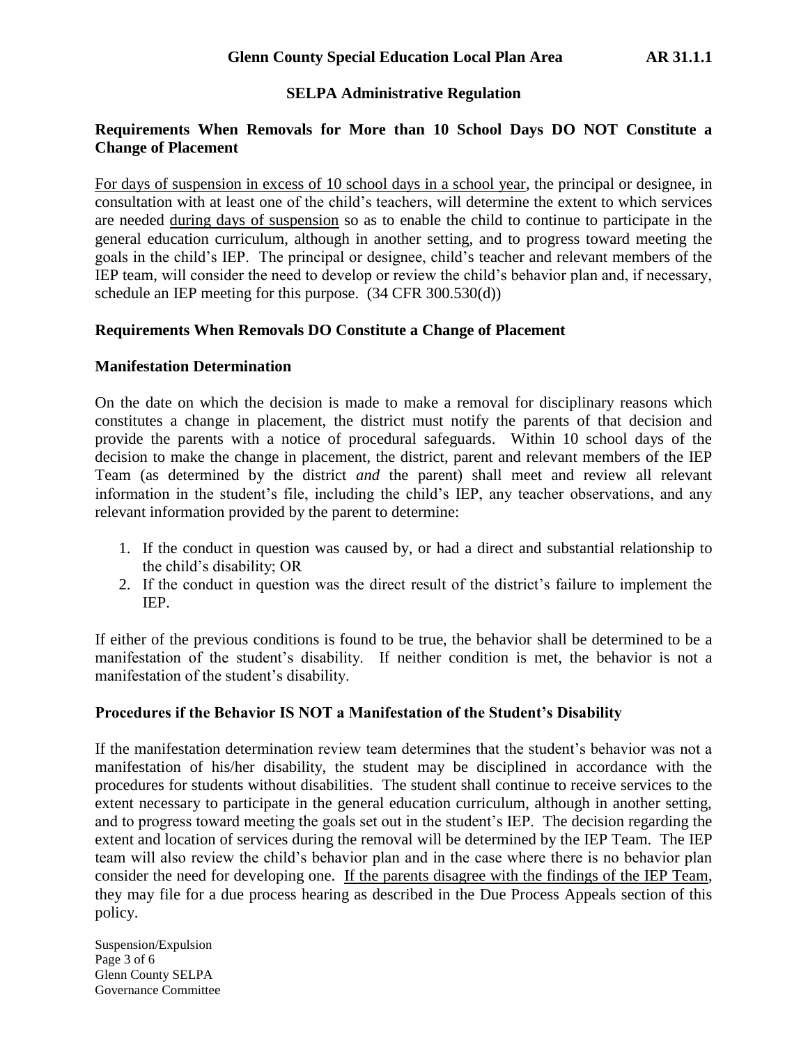## Requirements When Removals for More than 10 School Days DO NOT Constitute a Change of Placement

For days of suspension in excess of 10 school days in a school year, the principal or designee, in consultation with at least one of the child's teachers, will determine the extent to which services are needed during days of suspension so as to enable the child to continue to participate in the general education curriculum, although in another setting, and to progress toward meeting the goals in the child's IEP. The principal or designee, child's teacher and relevant members of the IEP team, will consider the need to develop or review the child's behavior plan and, if necessary, schedule an IEP meeting for this purpose. (34 CFR 300.530(d))

## Requirements When Removals DO Constitute a Change of Placement

### Manifestation Determination

On the date on which the decision is made to make a removal for disciplinary reasons which constitutes a change in placement, the district must notify the parents of that decision and provide the parents with a notice of procedural safeguards. Within 10 school days of the decision to make the change in placement, the district, parent and relevant members of the IEP Team (as determined by the district *and* the parent) shall meet and review all relevant information in the student's file, including the child's IEP, any teacher observations, and any relevant information provided by the parent to determine:

1. If the conduct in question was caused by, or had a direct and substantial relationship to the child's disability; OR
2. If the conduct in question was the direct result of the district's failure to implement the IEP.

If either of the previous conditions is found to be true, the behavior shall be determined to be a manifestation of the student's disability. If neither condition is met, the behavior is not a manifestation of the student's disability.

### Procedures if the Behavior IS NOT a Manifestation of the Student's Disability

If the manifestation determination review team determines that the student's behavior was not a manifestation of his/her disability, the student may be disciplined in accordance with the procedures for students without disabilities. The student shall continue to receive services to the extent necessary to participate in the general education curriculum, although in another setting, and to progress toward meeting the goals set out in the student's IEP. The decision regarding the extent and location of services during the removal will be determined by the IEP Team. The IEP team will also review the child's behavior plan and in the case where there is no behavior plan consider the need for developing one. If the parents disagree with the findings of the IEP Team, they may file for a due process hearing as described in the Due Process Appeals section of this policy.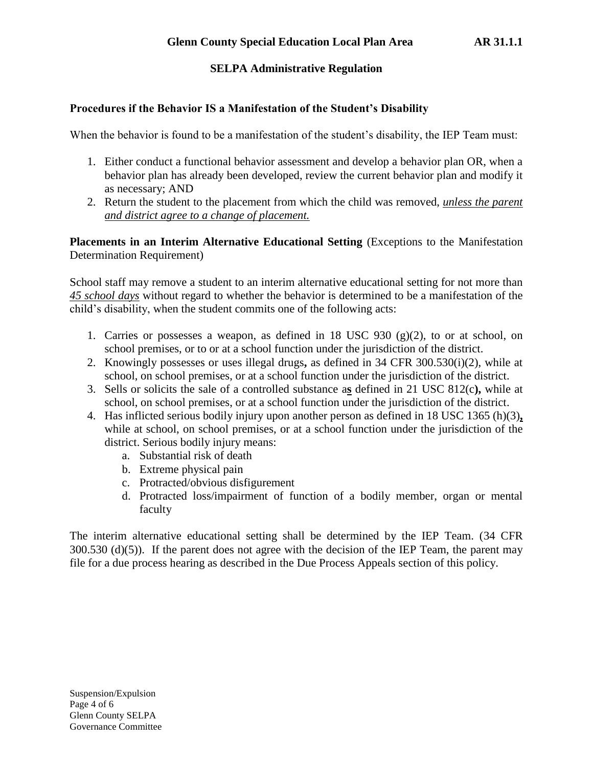**Procedures if the Behavior IS a Manifestation of the Student's Disability**

When the behavior is found to be a manifestation of the student's disability, the IEP Team must:

1. Either conduct a functional behavior assessment and develop a behavior plan OR, when a behavior plan has already been developed, review the current behavior plan and modify it as necessary; AND
2. Return the student to the placement from which the child was removed, *unless the parent and district agree to a change of placement.*

**Placements in an Interim Alternative Educational Setting** (Exceptions to the Manifestation Determination Requirement)

School staff may remove a student to an interim alternative educational setting for not more than *45 school days* without regard to whether the behavior is determined to be a manifestation of the child's disability, when the student commits one of the following acts:

1. Carries or possesses a weapon, as defined in 18 USC 930 (g)(2), to or at school, on school premises, or to or at a school function under the jurisdiction of the district.
2. Knowingly possesses or uses illegal drugs**,** as defined in 34 CFR 300.530(i)(2), while at school, on school premises, or at a school function under the jurisdiction of the district.
3. Sells or solicits the sale of a controlled substance a**s** defined in 21 USC 812(c**),** while at school, on school premises, or at a school function under the jurisdiction of the district.
4. Has inflicted serious bodily injury upon another person as defined in 18 USC 1365 (h)(3)**,** while at school, on school premises, or at a school function under the jurisdiction of the district. Serious bodily injury means:
   a. Substantial risk of death
   b. Extreme physical pain
   c. Protracted/obvious disfigurement
   d. Protracted loss/impairment of function of a bodily member, organ or mental faculty

The interim alternative educational setting shall be determined by the IEP Team. (34 CFR 300.530 (d)(5)). If the parent does not agree with the decision of the IEP Team, the parent may file for a due process hearing as described in the Due Process Appeals section of this policy.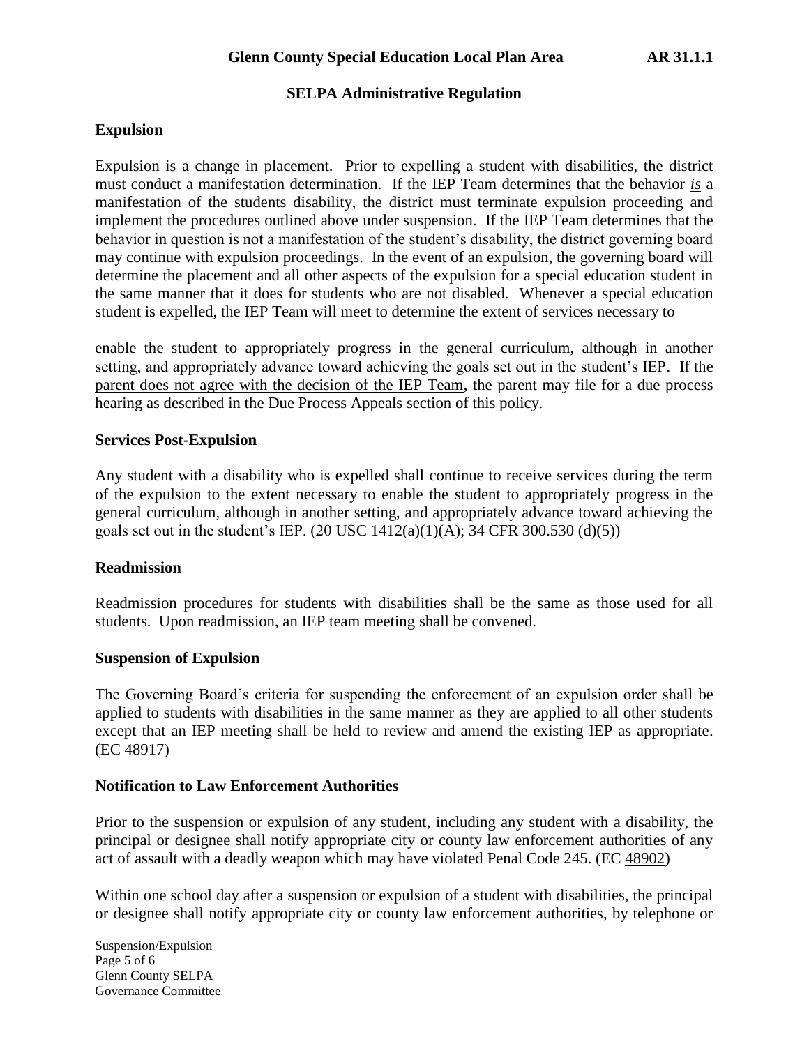## Expulsion

Expulsion is a change in placement. Prior to expelling a student with disabilities, the district must conduct a manifestation determination. If the IEP Team determines that the behavior ***is*** a manifestation of the students disability, the district must terminate expulsion proceeding and implement the procedures outlined above under suspension. If the IEP Team determines that the behavior in question is not a manifestation of the student's disability, the district governing board may continue with expulsion proceedings. In the event of an expulsion, the governing board will determine the placement and all other aspects of the expulsion for a special education student in the same manner that it does for students who are not disabled. Whenever a special education student is expelled, the IEP Team will meet to determine the extent of services necessary to

enable the student to appropriately progress in the general curriculum, although in another setting, and appropriately advance toward achieving the goals set out in the student's IEP. <u>If the parent does not agree with the decision of the IEP Team</u>, the parent may file for a due process hearing as described in the Due Process Appeals section of this policy.

## Services Post-Expulsion

Any student with a disability who is expelled shall continue to receive services during the term of the expulsion to the extent necessary to enable the student to appropriately progress in the general curriculum, although in another setting, and appropriately advance toward achieving the goals set out in the student's IEP. (20 USC 1412(a)(1)(A); 34 CFR 300.530 (d)(5))

## Readmission

Readmission procedures for students with disabilities shall be the same as those used for all students. Upon readmission, an IEP team meeting shall be convened.

## Suspension of Expulsion

The Governing Board's criteria for suspending the enforcement of an expulsion order shall be applied to students with disabilities in the same manner as they are applied to all other students except that an IEP meeting shall be held to review and amend the existing IEP as appropriate. (EC 48917)

## Notification to Law Enforcement Authorities

Prior to the suspension or expulsion of any student, including any student with a disability, the principal or designee shall notify appropriate city or county law enforcement authorities of any act of assault with a deadly weapon which may have violated Penal Code 245. (EC 48902)

Within one school day after a suspension or expulsion of a student with disabilities, the principal or designee shall notify appropriate city or county law enforcement authorities, by telephone or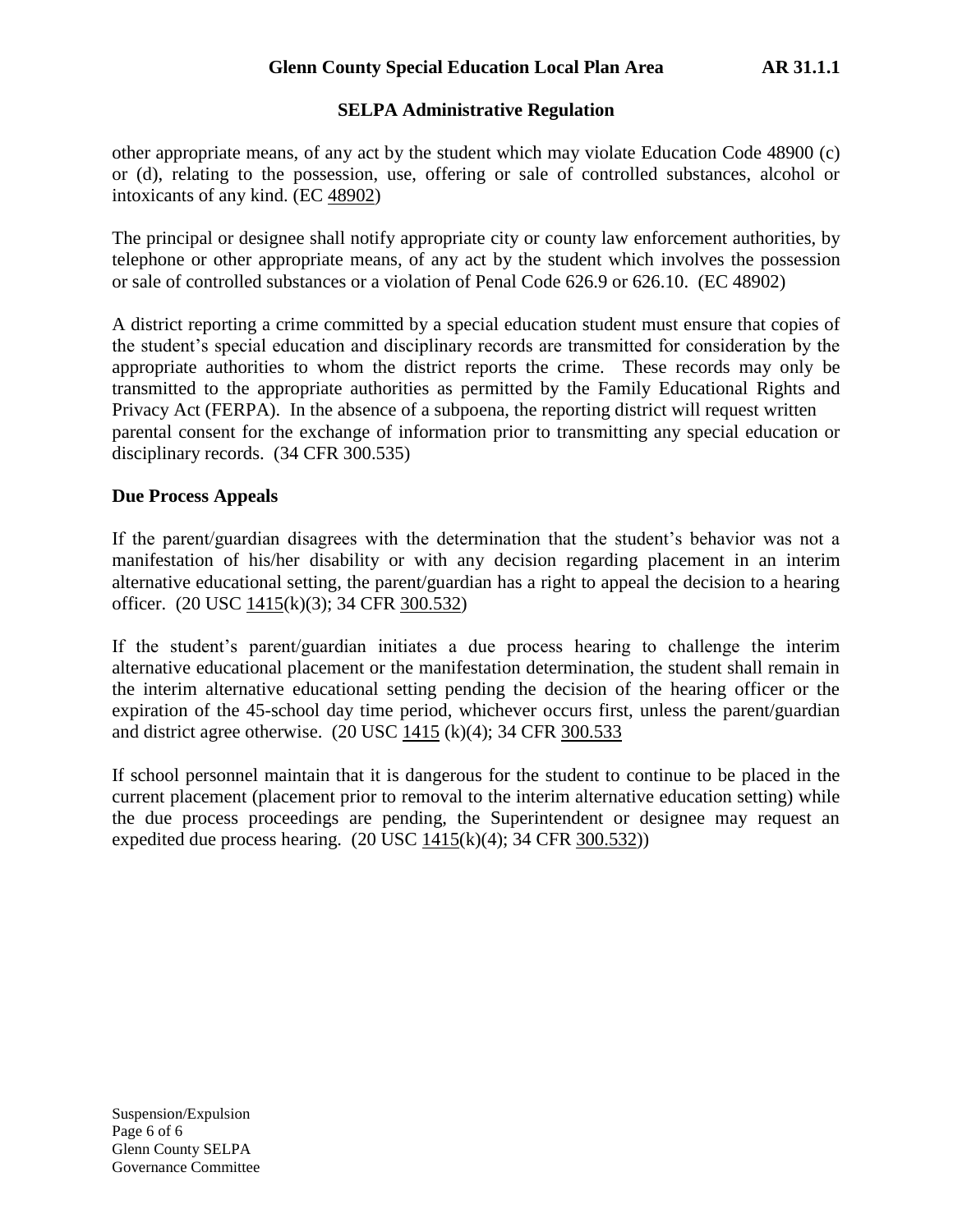other appropriate means, of any act by the student which may violate Education Code 48900 (c) or (d), relating to the possession, use, offering or sale of controlled substances, alcohol or intoxicants of any kind. (EC 48902)

The principal or designee shall notify appropriate city or county law enforcement authorities, by telephone or other appropriate means, of any act by the student which involves the possession or sale of controlled substances or a violation of Penal Code 626.9 or 626.10. (EC 48902)

A district reporting a crime committed by a special education student must ensure that copies of the student's special education and disciplinary records are transmitted for consideration by the appropriate authorities to whom the district reports the crime. These records may only be transmitted to the appropriate authorities as permitted by the Family Educational Rights and Privacy Act (FERPA). In the absence of a subpoena, the reporting district will request written parental consent for the exchange of information prior to transmitting any special education or disciplinary records. (34 CFR 300.535)

**Due Process Appeals**

If the parent/guardian disagrees with the determination that the student's behavior was not a manifestation of his/her disability or with any decision regarding placement in an interim alternative educational setting, the parent/guardian has a right to appeal the decision to a hearing officer. (20 USC 1415(k)(3); 34 CFR 300.532)

If the student's parent/guardian initiates a due process hearing to challenge the interim alternative educational placement or the manifestation determination, the student shall remain in the interim alternative educational setting pending the decision of the hearing officer or the expiration of the 45-school day time period, whichever occurs first, unless the parent/guardian and district agree otherwise. (20 USC 1415 (k)(4); 34 CFR 300.533

If school personnel maintain that it is dangerous for the student to continue to be placed in the current placement (placement prior to removal to the interim alternative education setting) while the due process proceedings are pending, the Superintendent or designee may request an expedited due process hearing. (20 USC 1415(k)(4); 34 CFR 300.532))